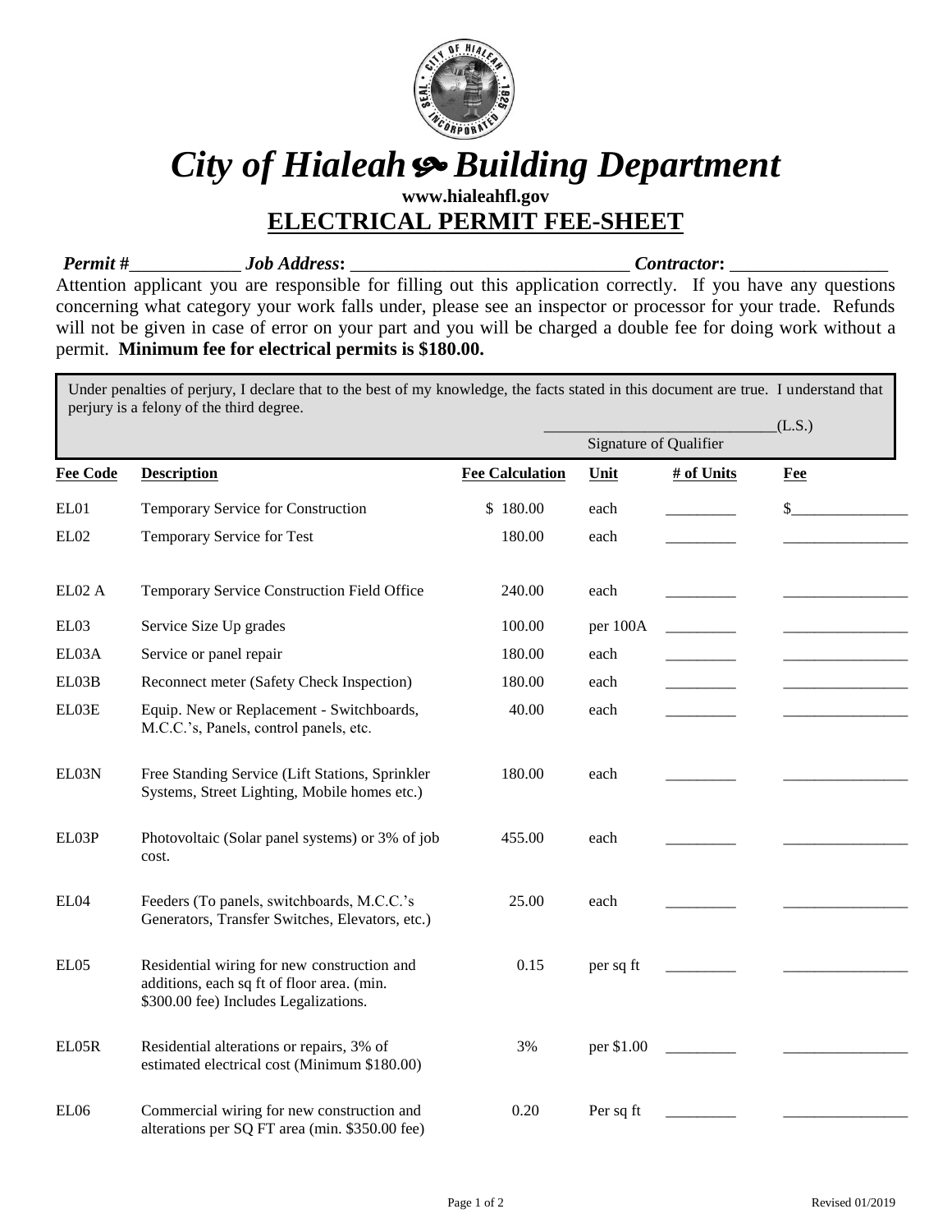# City of Hialeah ೋ Building Department

**www.hialeahfl.gov**

## ELECTRICAL PERMIT FEE-SHEET

***Permit #***____________ ***Job Address*:** ______________________________ ***Contractor*:** _________________

Attention applicant you are responsible for filling out this application correctly. If you have any questions concerning what category your work falls under, please see an inspector or processor for your trade. Refunds will not be given in case of error on your part and you will be charged a double fee for doing work without a permit. **Minimum fee for electrical permits is $180.00.**

Under penalties of perjury, I declare that to the best of my knowledge, the facts stated in this document are true. I understand that perjury is a felony of the third degree.

_____________________________(L.S.)
Signature of Qualifier

| Fee Code | Description | Fee Calculation | Unit | # of Units | Fee |
|---|---|---|---|---|---|
| EL01 | Temporary Service for Construction | $ 180.00 | each | _________ | $_______________ |
| EL02 | Temporary Service for Test | 180.00 | each | _________ | ________________ |
| EL02 A | Temporary Service Construction Field Office | 240.00 | each | _________ | ________________ |
| EL03 | Service Size Up grades | 100.00 | per 100A | _________ | ________________ |
| EL03A | Service or panel repair | 180.00 | each | _________ | ________________ |
| EL03B | Reconnect meter (Safety Check Inspection) | 180.00 | each | _________ | ________________ |
| EL03E | Equip. New or Replacement - Switchboards, M.C.C.'s, Panels, control panels, etc. | 40.00 | each | _________ | ________________ |
| EL03N | Free Standing Service (Lift Stations, Sprinkler Systems, Street Lighting, Mobile homes etc.) | 180.00 | each | _________ | ________________ |
| EL03P | Photovoltaic (Solar panel systems) or 3% of job cost. | 455.00 | each | _________ | ________________ |
| EL04 | Feeders (To panels, switchboards, M.C.C.'s Generators, Transfer Switches, Elevators, etc.) | 25.00 | each | _________ | ________________ |
| EL05 | Residential wiring for new construction and additions, each sq ft of floor area. (min. $300.00 fee) Includes Legalizations. | 0.15 | per sq ft | _________ | ________________ |
| EL05R | Residential alterations or repairs, 3% of estimated electrical cost (Minimum $180.00) | 3% | per $1.00 | _________ | ________________ |
| EL06 | Commercial wiring for new construction and alterations per SQ FT area (min. $350.00 fee) | 0.20 | Per sq ft | _________ | ________________ |

Revised 01/2019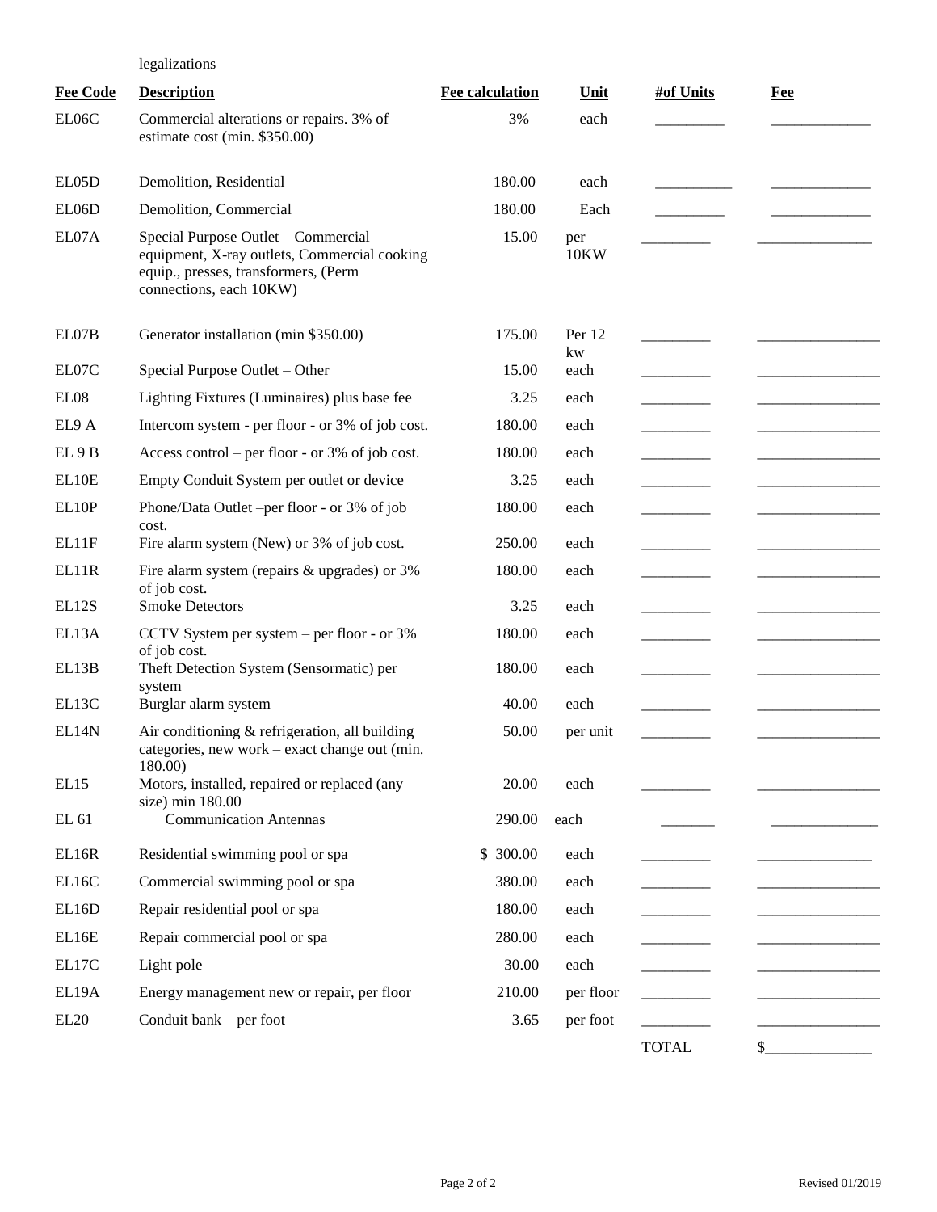legalizations

| Fee Code | Description | Fee calculation | Unit | #of Units | Fee |
|---|---|---|---|---|---|
| EL06C | Commercial alterations or repairs. 3% of estimate cost (min. $350.00) | 3% | each | _________ | _____________ |
| EL05D | Demolition, Residential | 180.00 | each | __________ | _____________ |
| EL06D | Demolition, Commercial | 180.00 | Each | _________ | _____________ |
| EL07A | Special Purpose Outlet – Commercial equipment, X-ray outlets, Commercial cooking equip., presses, transformers, (Perm connections, each 10KW) | 15.00 | per 10KW | _________ | _______________ |
| EL07B | Generator installation (min $350.00) | 175.00 | Per 12 kw | _________ | ________________ |
| EL07C | Special Purpose Outlet – Other | 15.00 | each | _________ | ________________ |
| EL08 | Lighting Fixtures (Luminaires) plus base fee | 3.25 | each | _________ | ________________ |
| EL9 A | Intercom system - per floor - or 3% of job cost. | 180.00 | each | _________ | ________________ |
| EL 9 B | Access control – per floor - or 3% of job cost. | 180.00 | each | _________ | ________________ |
| EL10E | Empty Conduit System per outlet or device | 3.25 | each | _________ | ________________ |
| EL10P | Phone/Data Outlet –per floor - or 3% of job cost. | 180.00 | each | _________ | ________________ |
| EL11F | Fire alarm system (New) or 3% of job cost. | 250.00 | each | _________ | ________________ |
| EL11R | Fire alarm system (repairs & upgrades) or 3% of job cost. | 180.00 | each | _________ | ________________ |
| EL12S | Smoke Detectors | 3.25 | each | _________ | ________________ |
| EL13A | CCTV System per system – per floor - or 3% of job cost. | 180.00 | each | _________ | ________________ |
| EL13B | Theft Detection System (Sensormatic) per system | 180.00 | each | _________ | ________________ |
| EL13C | Burglar alarm system | 40.00 | each | _________ | ________________ |
| EL14N | Air conditioning & refrigeration, all building categories, new work – exact change out (min. 180.00) | 50.00 | per unit | _________ | ________________ |
| EL15 | Motors, installed, repaired or replaced (any size) min 180.00 | 20.00 | each | _________ | ________________ |
| EL 61 | Communication Antennas | 290.00 | each | _______ | ______________ |
| EL16R | Residential swimming pool or spa | $ 300.00 | each | _________ | _______________ |
| EL16C | Commercial swimming pool or spa | 380.00 | each | _________ | ________________ |
| EL16D | Repair residential pool or spa | 180.00 | each | _________ | ________________ |
| EL16E | Repair commercial pool or spa | 280.00 | each | _________ | ________________ |
| EL17C | Light pole | 30.00 | each | _________ | ________________ |
| EL19A | Energy management new or repair, per floor | 210.00 | per floor | _________ | ________________ |
| EL20 | Conduit bank – per foot | 3.65 | per foot | _________ | ________________ |
| | | | | TOTAL | $______________ |

Revised 01/2019